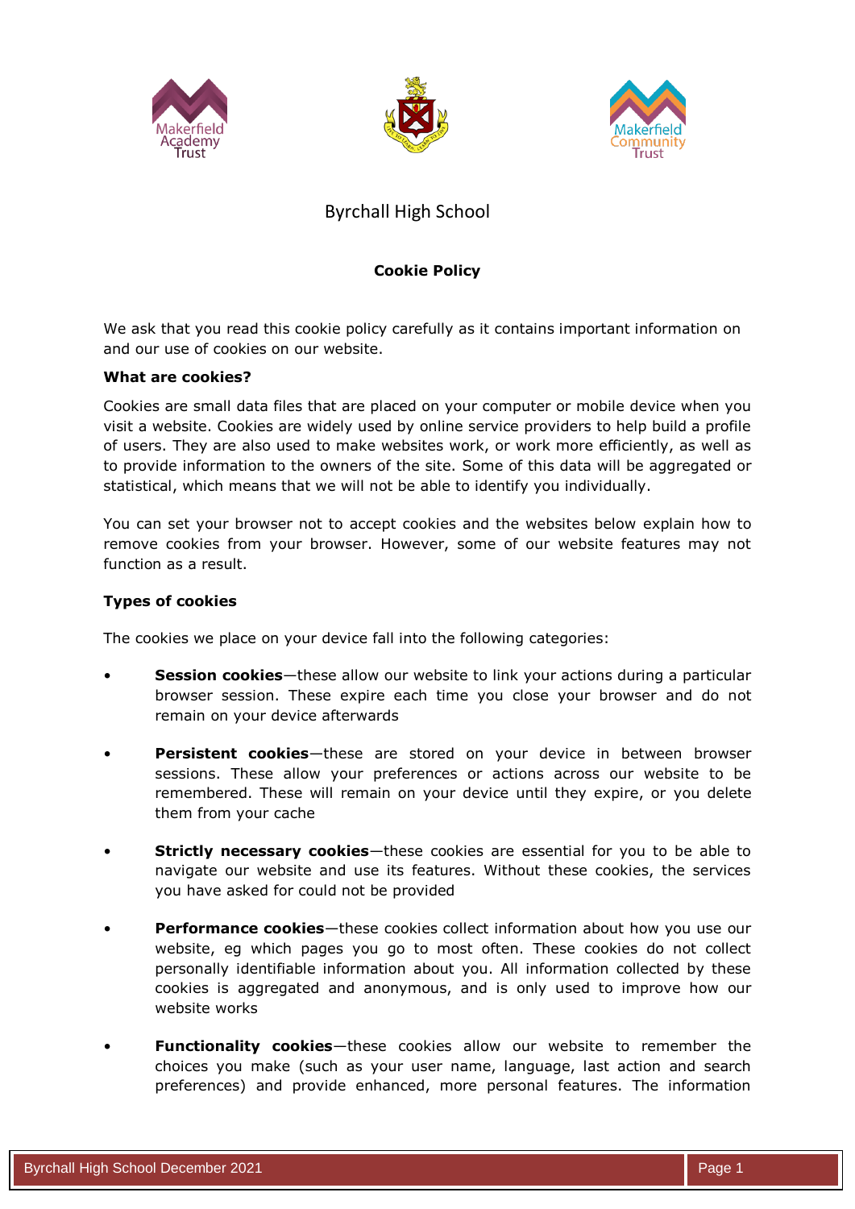Byrchall High School

**Cookie Policy**

We ask that you read this cookie policy carefully as it contains important information on and our use of cookies on our website.

**What are cookies?**

Cookies are small data files that are placed on your computer or mobile device when you visit a website. Cookies are widely used by online service providers to help build a profile of users. They are also used to make websites work, or work more efficiently, as well as to provide information to the owners of the site. Some of this data will be aggregated or statistical, which means that we will not be able to identify you individually.

You can set your browser not to accept cookies and the websites below explain how to remove cookies from your browser. However, some of our website features may not function as a result.

**Types of cookies**

The cookies we place on your device fall into the following categories:

- **Session cookies**—these allow our website to link your actions during a particular browser session. These expire each time you close your browser and do not remain on your device afterwards
- **Persistent cookies**—these are stored on your device in between browser sessions. These allow your preferences or actions across our website to be remembered. These will remain on your device until they expire, or you delete them from your cache
- **Strictly necessary cookies**—these cookies are essential for you to be able to navigate our website and use its features. Without these cookies, the services you have asked for could not be provided
- **Performance cookies**—these cookies collect information about how you use our website, eg which pages you go to most often. These cookies do not collect personally identifiable information about you. All information collected by these cookies is aggregated and anonymous, and is only used to improve how our website works
- **Functionality cookies**—these cookies allow our website to remember the choices you make (such as your user name, language, last action and search preferences) and provide enhanced, more personal features. The information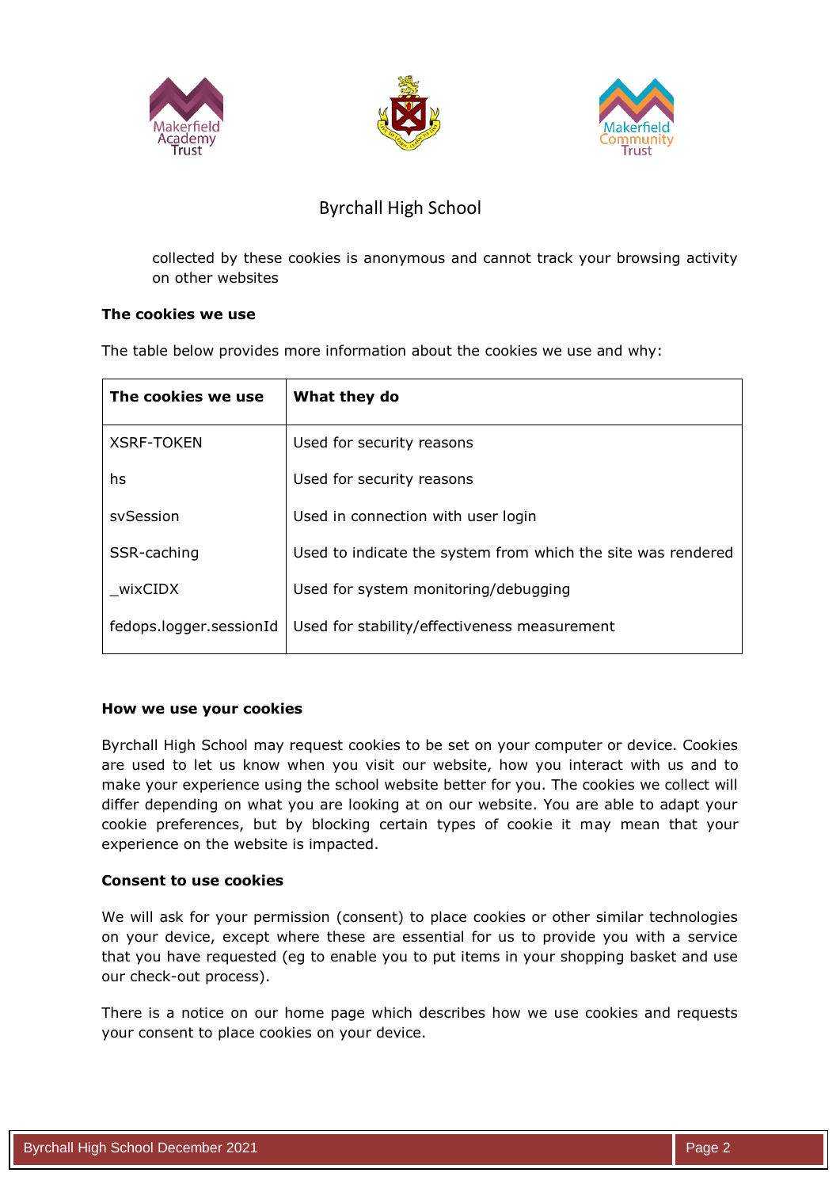collected by these cookies is anonymous and cannot track your browsing activity on other websites

**The cookies we use**

The table below provides more information about the cookies we use and why:

| The cookies we use | What they do |
|---|---|
| XSRF-TOKEN | Used for security reasons |
| hs | Used for security reasons |
| svSession | Used in connection with user login |
| SSR-caching | Used to indicate the system from which the site was rendered |
| _wixCIDX | Used for system monitoring/debugging |
| fedops.logger.sessionId | Used for stability/effectiveness measurement |

**How we use your cookies**

Byrchall High School may request cookies to be set on your computer or device. Cookies are used to let us know when you visit our website, how you interact with us and to make your experience using the school website better for you. The cookies we collect will differ depending on what you are looking at on our website. You are able to adapt your cookie preferences, but by blocking certain types of cookie it may mean that your experience on the website is impacted.

**Consent to use cookies**

We will ask for your permission (consent) to place cookies or other similar technologies on your device, except where these are essential for us to provide you with a service that you have requested (eg to enable you to put items in your shopping basket and use our check-out process).

There is a notice on our home page which describes how we use cookies and requests your consent to place cookies on your device.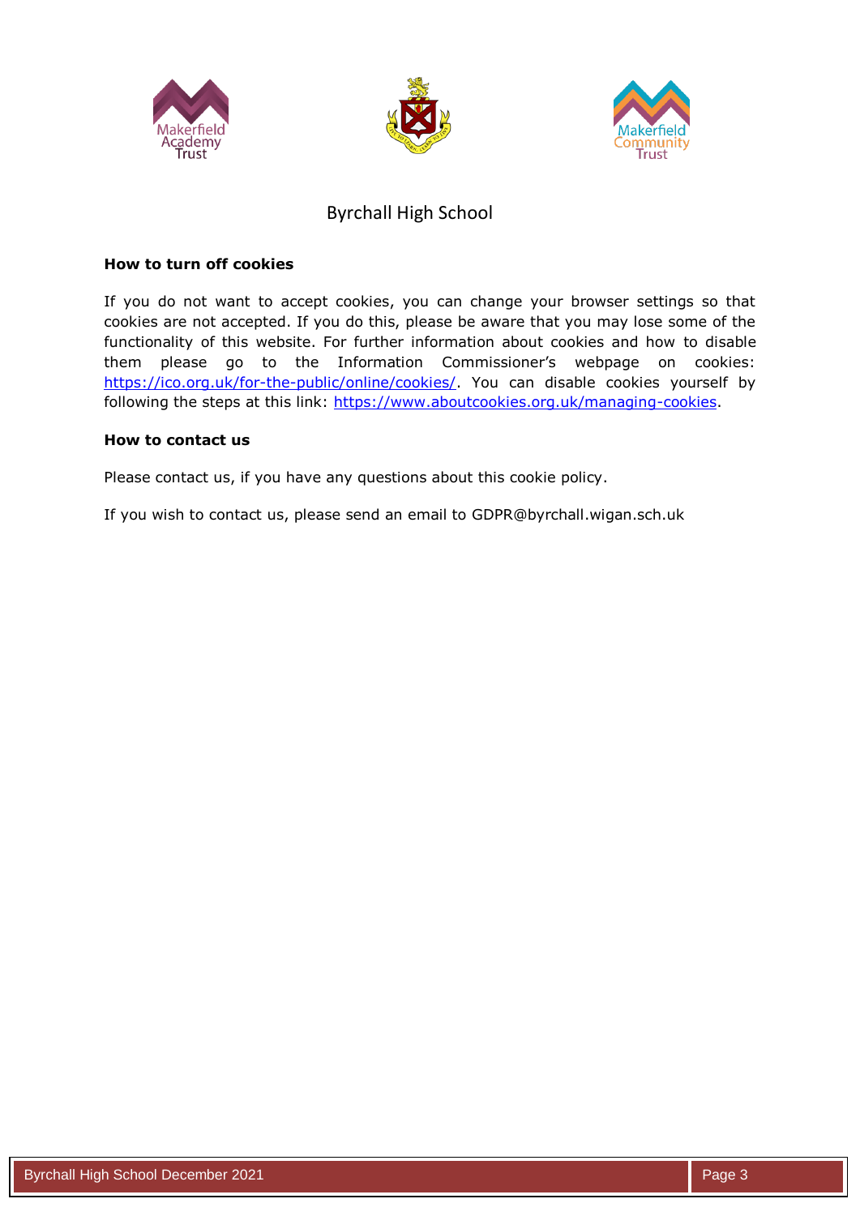Byrchall High School

**How to turn off cookies**

If you do not want to accept cookies, you can change your browser settings so that cookies are not accepted. If you do this, please be aware that you may lose some of the functionality of this website. For further information about cookies and how to disable them please go to the Information Commissioner's webpage on cookies: https://ico.org.uk/for-the-public/online/cookies/. You can disable cookies yourself by following the steps at this link: https://www.aboutcookies.org.uk/managing-cookies.

**How to contact us**

Please contact us, if you have any questions about this cookie policy.

If you wish to contact us, please send an email to GDPR@byrchall.wigan.sch.uk